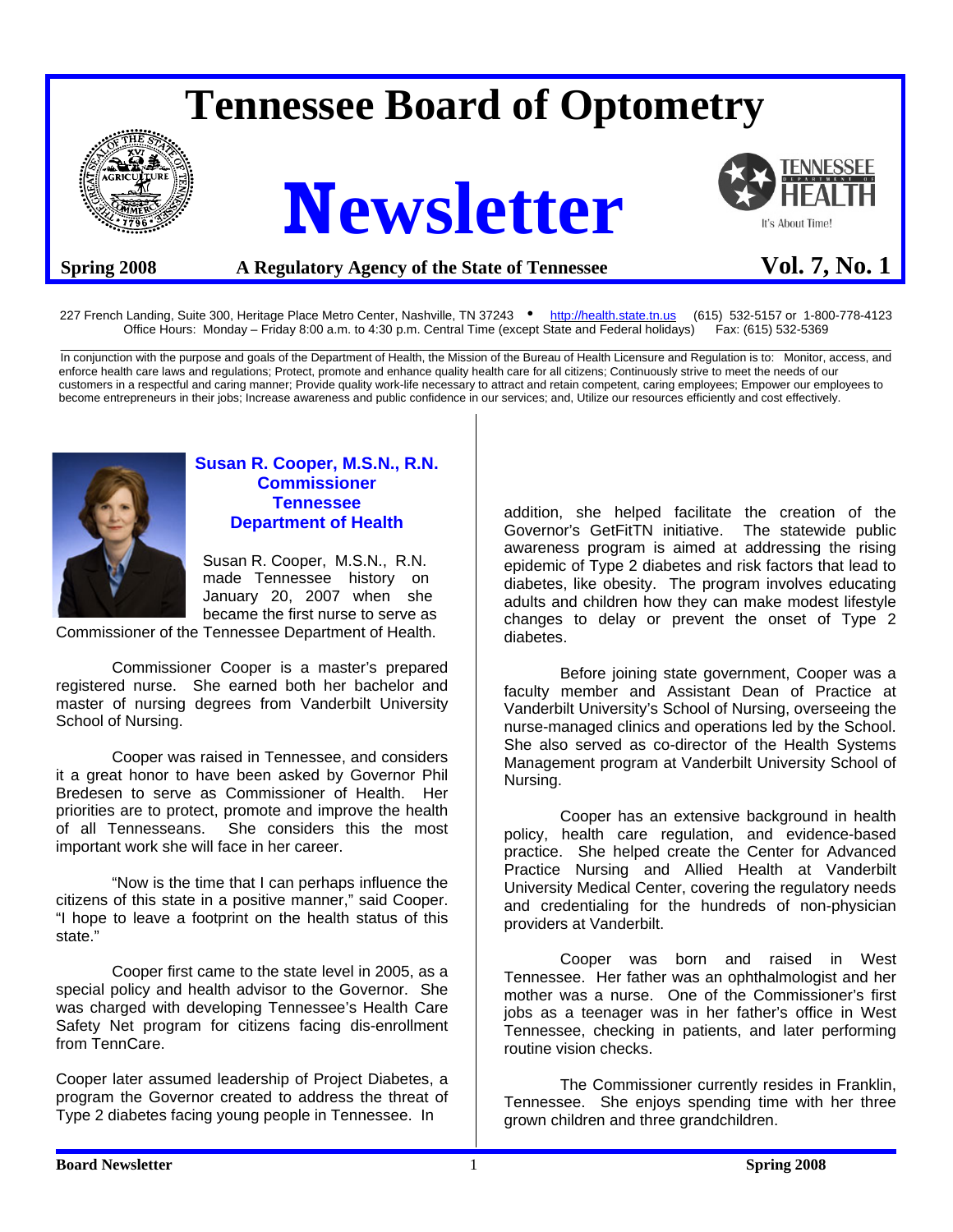# Tennessee Board of Optometry

# Newsletter

**Spring 2008** **A Regulatory Agency of the State of Tennessee** **Vol. 7, No. 1**

227 French Landing, Suite 300, Heritage Place Metro Center, Nashville, TN 37243 • http://health.state.tn.us (615) 532-5157 or 1-800-778-4123
Office Hours: Monday – Friday 8:00 a.m. to 4:30 p.m. Central Time (except State and Federal holidays) Fax: (615) 532-5369

In conjunction with the purpose and goals of the Department of Health, the Mission of the Bureau of Health Licensure and Regulation is to: Monitor, access, and enforce health care laws and regulations; Protect, promote and enhance quality health care for all citizens; Continuously strive to meet the needs of our customers in a respectful and caring manner; Provide quality work-life necessary to attract and retain competent, caring employees; Empower our employees to become entrepreneurs in their jobs; Increase awareness and public confidence in our services; and, Utilize our resources efficiently and cost effectively.

## Susan R. Cooper, M.S.N., R.N. Commissioner Tennessee Department of Health

Susan R. Cooper, M.S.N., R.N. made Tennessee history on January 20, 2007 when she became the first nurse to serve as Commissioner of the Tennessee Department of Health.

Commissioner Cooper is a master's prepared registered nurse. She earned both her bachelor and master of nursing degrees from Vanderbilt University School of Nursing.

Cooper was raised in Tennessee, and considers it a great honor to have been asked by Governor Phil Bredesen to serve as Commissioner of Health. Her priorities are to protect, promote and improve the health of all Tennesseans. She considers this the most important work she will face in her career.

"Now is the time that I can perhaps influence the citizens of this state in a positive manner," said Cooper. "I hope to leave a footprint on the health status of this state."

Cooper first came to the state level in 2005, as a special policy and health advisor to the Governor. She was charged with developing Tennessee's Health Care Safety Net program for citizens facing dis-enrollment from TennCare.

Cooper later assumed leadership of Project Diabetes, a program the Governor created to address the threat of Type 2 diabetes facing young people in Tennessee. In addition, she helped facilitate the creation of the Governor's GetFitTN initiative. The statewide public awareness program is aimed at addressing the rising epidemic of Type 2 diabetes and risk factors that lead to diabetes, like obesity. The program involves educating adults and children how they can make modest lifestyle changes to delay or prevent the onset of Type 2 diabetes.

Before joining state government, Cooper was a faculty member and Assistant Dean of Practice at Vanderbilt University's School of Nursing, overseeing the nurse-managed clinics and operations led by the School. She also served as co-director of the Health Systems Management program at Vanderbilt University School of Nursing.

Cooper has an extensive background in health policy, health care regulation, and evidence-based practice. She helped create the Center for Advanced Practice Nursing and Allied Health at Vanderbilt University Medical Center, covering the regulatory needs and credentialing for the hundreds of non-physician providers at Vanderbilt.

Cooper was born and raised in West Tennessee. Her father was an ophthalmologist and her mother was a nurse. One of the Commissioner's first jobs as a teenager was in her father's office in West Tennessee, checking in patients, and later performing routine vision checks.

The Commissioner currently resides in Franklin, Tennessee. She enjoys spending time with her three grown children and three grandchildren.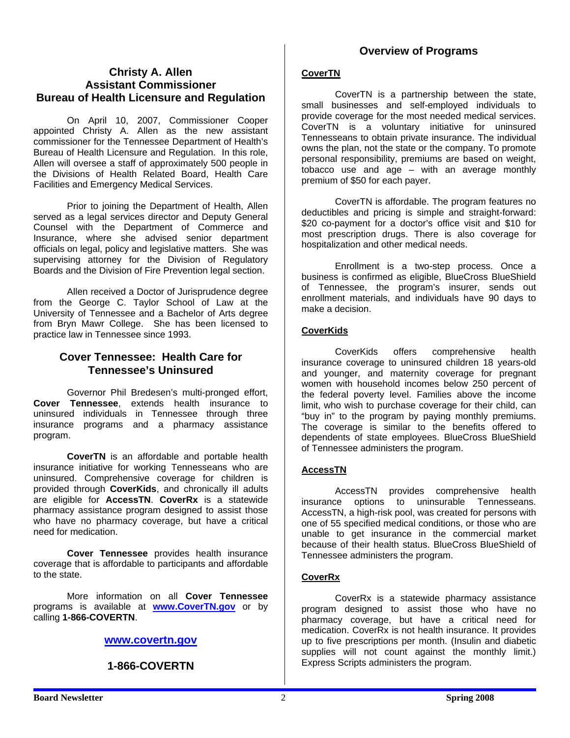## Christy A. Allen
## Assistant Commissioner
## Bureau of Health Licensure and Regulation

On April 10, 2007, Commissioner Cooper appointed Christy A. Allen as the new assistant commissioner for the Tennessee Department of Health's Bureau of Health Licensure and Regulation. In this role, Allen will oversee a staff of approximately 500 people in the Divisions of Health Related Board, Health Care Facilities and Emergency Medical Services.

Prior to joining the Department of Health, Allen served as a legal services director and Deputy General Counsel with the Department of Commerce and Insurance, where she advised senior department officials on legal, policy and legislative matters. She was supervising attorney for the Division of Regulatory Boards and the Division of Fire Prevention legal section.

Allen received a Doctor of Jurisprudence degree from the George C. Taylor School of Law at the University of Tennessee and a Bachelor of Arts degree from Bryn Mawr College. She has been licensed to practice law in Tennessee since 1993.

## Cover Tennessee: Health Care for Tennessee's Uninsured

Governor Phil Bredesen's multi-pronged effort, **Cover Tennessee**, extends health insurance to uninsured individuals in Tennessee through three insurance programs and a pharmacy assistance program.

**CoverTN** is an affordable and portable health insurance initiative for working Tennesseans who are uninsured. Comprehensive coverage for children is provided through **CoverKids**, and chronically ill adults are eligible for **AccessTN**. **CoverRx** is a statewide pharmacy assistance program designed to assist those who have no pharmacy coverage, but have a critical need for medication.

**Cover Tennessee** provides health insurance coverage that is affordable to participants and affordable to the state.

More information on all **Cover Tennessee** programs is available at **www.CoverTN.gov** or by calling **1-866-COVERTN**.

**www.covertn.gov**

**1-866-COVERTN**

## Overview of Programs

### CoverTN

CoverTN is a partnership between the state, small businesses and self-employed individuals to provide coverage for the most needed medical services. CoverTN is a voluntary initiative for uninsured Tennesseans to obtain private insurance. The individual owns the plan, not the state or the company. To promote personal responsibility, premiums are based on weight, tobacco use and age – with an average monthly premium of $50 for each payer.

CoverTN is affordable. The program features no deductibles and pricing is simple and straight-forward: $20 co-payment for a doctor's office visit and $10 for most prescription drugs. There is also coverage for hospitalization and other medical needs.

Enrollment is a two-step process. Once a business is confirmed as eligible, BlueCross BlueShield of Tennessee, the program's insurer, sends out enrollment materials, and individuals have 90 days to make a decision.

### CoverKids

CoverKids offers comprehensive health insurance coverage to uninsured children 18 years-old and younger, and maternity coverage for pregnant women with household incomes below 250 percent of the federal poverty level. Families above the income limit, who wish to purchase coverage for their child, can "buy in" to the program by paying monthly premiums. The coverage is similar to the benefits offered to dependents of state employees. BlueCross BlueShield of Tennessee administers the program.

### AccessTN

AccessTN provides comprehensive health insurance options to uninsurable Tennesseans. AccessTN, a high-risk pool, was created for persons with one of 55 specified medical conditions, or those who are unable to get insurance in the commercial market because of their health status. BlueCross BlueShield of Tennessee administers the program.

### CoverRx

CoverRx is a statewide pharmacy assistance program designed to assist those who have no pharmacy coverage, but have a critical need for medication. CoverRx is not health insurance. It provides up to five prescriptions per month. (Insulin and diabetic supplies will not count against the monthly limit.) Express Scripts administers the program.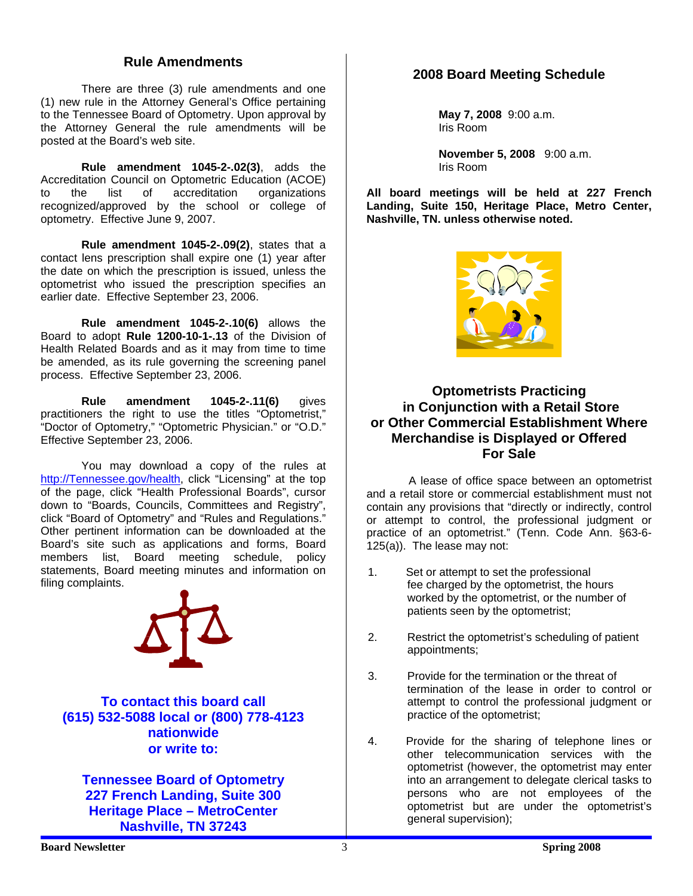## Rule Amendments

There are three (3) rule amendments and one (1) new rule in the Attorney General's Office pertaining to the Tennessee Board of Optometry. Upon approval by the Attorney General the rule amendments will be posted at the Board's web site.

**Rule amendment 1045-2-.02(3)**, adds the Accreditation Council on Optometric Education (ACOE) to the list of accreditation organizations recognized/approved by the school or college of optometry. Effective June 9, 2007.

**Rule amendment 1045-2-.09(2)**, states that a contact lens prescription shall expire one (1) year after the date on which the prescription is issued, unless the optometrist who issued the prescription specifies an earlier date. Effective September 23, 2006.

**Rule amendment 1045-2-.10(6)** allows the Board to adopt **Rule 1200-10-1-.13** of the Division of Health Related Boards and as it may from time to time be amended, as its rule governing the screening panel process. Effective September 23, 2006.

**Rule amendment 1045-2-.11(6)** gives practitioners the right to use the titles "Optometrist," "Doctor of Optometry," "Optometric Physician." or "O.D." Effective September 23, 2006.

You may download a copy of the rules at http://Tennessee.gov/health, click "Licensing" at the top of the page, click "Health Professional Boards", cursor down to "Boards, Councils, Committees and Registry", click "Board of Optometry" and "Rules and Regulations." Other pertinent information can be downloaded at the Board's site such as applications and forms, Board members list, Board meeting schedule, policy statements, Board meeting minutes and information on filing complaints.

**To contact this board call (615) 532-5088 local or (800) 778-4123 nationwide or write to:**

**Tennessee Board of Optometry**
**227 French Landing, Suite 300**
**Heritage Place – MetroCenter**
**Nashville, TN 37243**

## 2008 Board Meeting Schedule

**May 7, 2008** 9:00 a.m.
Iris Room

**November 5, 2008** 9:00 a.m.
Iris Room

**All board meetings will be held at 227 French Landing, Suite 150, Heritage Place, Metro Center, Nashville, TN. unless otherwise noted.**

## Optometrists Practicing in Conjunction with a Retail Store or Other Commercial Establishment Where Merchandise is Displayed or Offered For Sale

A lease of office space between an optometrist and a retail store or commercial establishment must not contain any provisions that "directly or indirectly, control or attempt to control, the professional judgment or practice of an optometrist." (Tenn. Code Ann. §63-6-125(a)). The lease may not:

1. Set or attempt to set the professional fee charged by the optometrist, the hours worked by the optometrist, or the number of patients seen by the optometrist;
2. Restrict the optometrist's scheduling of patient appointments;
3. Provide for the termination or the threat of termination of the lease in order to control or attempt to control the professional judgment or practice of the optometrist;
4. Provide for the sharing of telephone lines or other telecommunication services with the optometrist (however, the optometrist may enter into an arrangement to delegate clerical tasks to persons who are not employees of the optometrist but are under the optometrist's general supervision);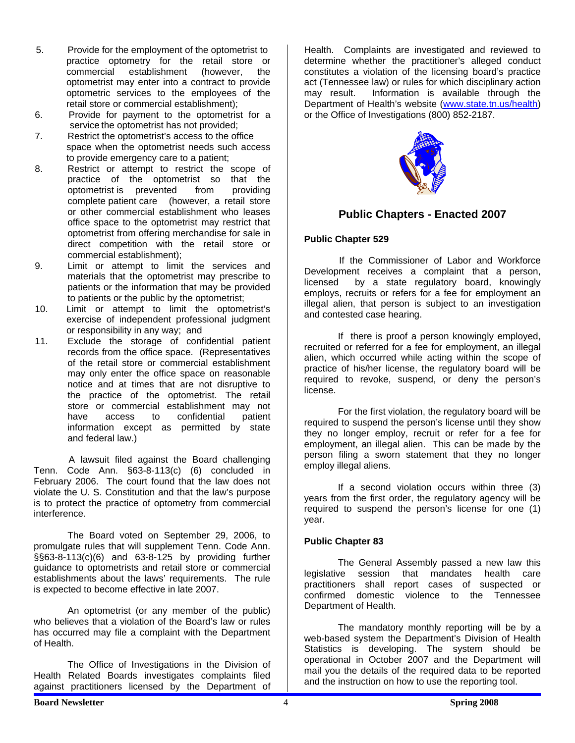5. Provide for the employment of the optometrist to practice optometry for the retail store or commercial establishment (however, the optometrist may enter into a contract to provide optometric services to the employees of the retail store or commercial establishment);
6. Provide for payment to the optometrist for a service the optometrist has not provided;
7. Restrict the optometrist's access to the office space when the optometrist needs such access to provide emergency care to a patient;
8. Restrict or attempt to restrict the scope of practice of the optometrist so that the optometrist is prevented from providing complete patient care (however, a retail store or other commercial establishment who leases office space to the optometrist may restrict that optometrist from offering merchandise for sale in direct competition with the retail store or commercial establishment);
9. Limit or attempt to limit the services and materials that the optometrist may prescribe to patients or the information that may be provided to patients or the public by the optometrist;
10. Limit or attempt to limit the optometrist's exercise of independent professional judgment or responsibility in any way; and
11. Exclude the storage of confidential patient records from the office space. (Representatives of the retail store or commercial establishment may only enter the office space on reasonable notice and at times that are not disruptive to the practice of the optometrist. The retail store or commercial establishment may not have access to confidential patient information except as permitted by state and federal law.)

A lawsuit filed against the Board challenging Tenn. Code Ann. §63-8-113(c) (6) concluded in February 2006. The court found that the law does not violate the U. S. Constitution and that the law's purpose is to protect the practice of optometry from commercial interference.

The Board voted on September 29, 2006, to promulgate rules that will supplement Tenn. Code Ann. §§63-8-113(c)(6) and 63-8-125 by providing further guidance to optometrists and retail store or commercial establishments about the laws' requirements. The rule is expected to become effective in late 2007.

An optometrist (or any member of the public) who believes that a violation of the Board's law or rules has occurred may file a complaint with the Department of Health.

The Office of Investigations in the Division of Health Related Boards investigates complaints filed against practitioners licensed by the Department of Health. Complaints are investigated and reviewed to determine whether the practitioner's alleged conduct constitutes a violation of the licensing board's practice act (Tennessee law) or rules for which disciplinary action may result. Information is available through the Department of Health's website (www.state.tn.us/health) or the Office of Investigations (800) 852-2187.

## Public Chapters - Enacted 2007

### Public Chapter 529

If the Commissioner of Labor and Workforce Development receives a complaint that a person, licensed by a state regulatory board, knowingly employs, recruits or refers for a fee for employment an illegal alien, that person is subject to an investigation and contested case hearing.

If there is proof a person knowingly employed, recruited or referred for a fee for employment, an illegal alien, which occurred while acting within the scope of practice of his/her license, the regulatory board will be required to revoke, suspend, or deny the person's license.

For the first violation, the regulatory board will be required to suspend the person's license until they show they no longer employ, recruit or refer for a fee for employment, an illegal alien. This can be made by the person filing a sworn statement that they no longer employ illegal aliens.

If a second violation occurs within three (3) years from the first order, the regulatory agency will be required to suspend the person's license for one (1) year.

### Public Chapter 83

The General Assembly passed a new law this legislative session that mandates health care practitioners shall report cases of suspected or confirmed domestic violence to the Tennessee Department of Health.

The mandatory monthly reporting will be by a web-based system the Department's Division of Health Statistics is developing. The system should be operational in October 2007 and the Department will mail you the details of the required data to be reported and the instruction on how to use the reporting tool.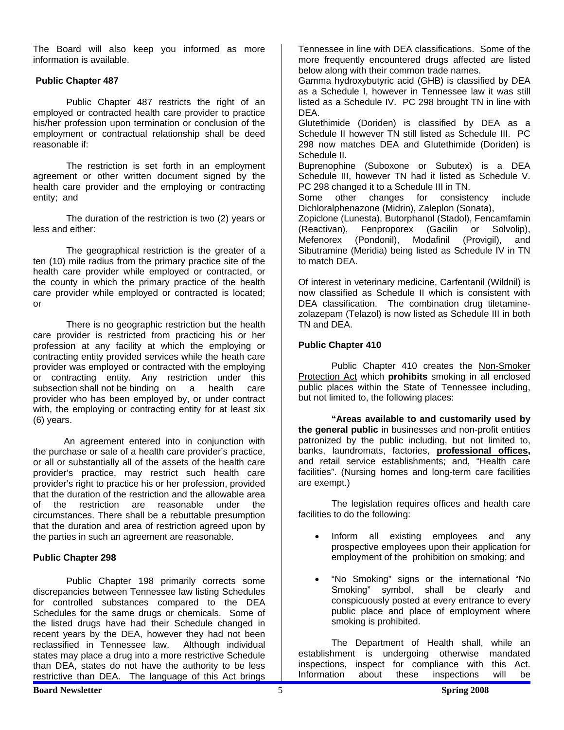The Board will also keep you informed as more information is available.

**Public Chapter 487**

Public Chapter 487 restricts the right of an employed or contracted health care provider to practice his/her profession upon termination or conclusion of the employment or contractual relationship shall be deed reasonable if:

The restriction is set forth in an employment agreement or other written document signed by the health care provider and the employing or contracting entity; and

The duration of the restriction is two (2) years or less and either:

The geographical restriction is the greater of a ten (10) mile radius from the primary practice site of the health care provider while employed or contracted, or the county in which the primary practice of the health care provider while employed or contracted is located; or

There is no geographic restriction but the health care provider is restricted from practicing his or her profession at any facility at which the employing or contracting entity provided services while the heath care provider was employed or contracted with the employing or contracting entity. Any restriction under this subsection shall not be binding on a health care provider who has been employed by, or under contract with, the employing or contracting entity for at least six (6) years.

An agreement entered into in conjunction with the purchase or sale of a health care provider's practice, or all or substantially all of the assets of the health care provider's practice, may restrict such health care provider's right to practice his or her profession, provided that the duration of the restriction and the allowable area of the restriction are reasonable under the circumstances. There shall be a rebuttable presumption that the duration and area of restriction agreed upon by the parties in such an agreement are reasonable.

**Public Chapter 298**

Public Chapter 198 primarily corrects some discrepancies between Tennessee law listing Schedules for controlled substances compared to the DEA Schedules for the same drugs or chemicals. Some of the listed drugs have had their Schedule changed in recent years by the DEA, however they had not been reclassified in Tennessee law. Although individual states may place a drug into a more restrictive Schedule than DEA, states do not have the authority to be less restrictive than DEA. The language of this Act brings Tennessee in line with DEA classifications. Some of the more frequently encountered drugs affected are listed below along with their common trade names.

Gamma hydroxybutyric acid (GHB) is classified by DEA as a Schedule I, however in Tennessee law it was still listed as a Schedule IV. PC 298 brought TN in line with DEA.

Glutethimide (Doriden) is classified by DEA as a Schedule II however TN still listed as Schedule III. PC 298 now matches DEA and Glutethimide (Doriden) is Schedule II.

Buprenophine (Suboxone or Subutex) is a DEA Schedule III, however TN had it listed as Schedule V. PC 298 changed it to a Schedule III in TN.

Some other changes for consistency include Dichloralphenazone (Midrin), Zaleplon (Sonata), Zopiclone (Lunesta), Butorphanol (Stadol), Fencamfamin (Reactivan), Fenproporex (Gacilin or Solvolip), Mefenorex (Pondonil), Modafinil (Provigil), and Sibutramine (Meridia) being listed as Schedule IV in TN to match DEA.

Of interest in veterinary medicine, Carfentanil (Wildnil) is now classified as Schedule II which is consistent with DEA classification. The combination drug tiletamine-zolazepam (Telazol) is now listed as Schedule III in both TN and DEA.

**Public Chapter 410**

Public Chapter 410 creates the Non-Smoker Protection Act which **prohibits** smoking in all enclosed public places within the State of Tennessee including, but not limited to, the following places:

**"Areas available to and customarily used by the general public** in businesses and non-profit entities patronized by the public including, but not limited to, banks, laundromats, factories, **professional offices,** and retail service establishments; and, "Health care facilities". (Nursing homes and long-term care facilities are exempt.)

The legislation requires offices and health care facilities to do the following:

- Inform all existing employees and any prospective employees upon their application for employment of the prohibition on smoking; and
- "No Smoking" signs or the international "No Smoking" symbol, shall be clearly and conspicuously posted at every entrance to every public place and place of employment where smoking is prohibited.

The Department of Health shall, while an establishment is undergoing otherwise mandated inspections, inspect for compliance with this Act. Information about these inspections will be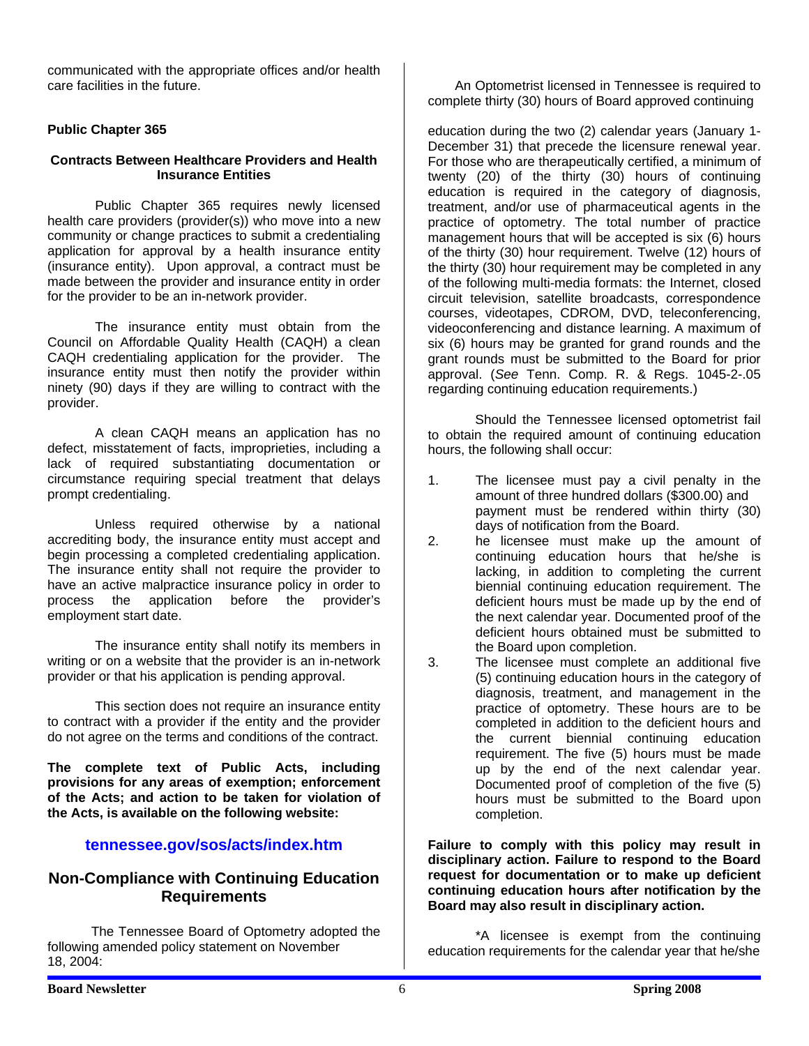communicated with the appropriate offices and/or health care facilities in the future.

**Public Chapter 365**

**Contracts Between Healthcare Providers and Health Insurance Entities**

Public Chapter 365 requires newly licensed health care providers (provider(s)) who move into a new community or change practices to submit a credentialing application for approval by a health insurance entity (insurance entity). Upon approval, a contract must be made between the provider and insurance entity in order for the provider to be an in-network provider.

The insurance entity must obtain from the Council on Affordable Quality Health (CAQH) a clean CAQH credentialing application for the provider. The insurance entity must then notify the provider within ninety (90) days if they are willing to contract with the provider.

A clean CAQH means an application has no defect, misstatement of facts, improprieties, including a lack of required substantiating documentation or circumstance requiring special treatment that delays prompt credentialing.

Unless required otherwise by a national accrediting body, the insurance entity must accept and begin processing a completed credentialing application. The insurance entity shall not require the provider to have an active malpractice insurance policy in order to process the application before the provider's employment start date.

The insurance entity shall notify its members in writing or on a website that the provider is an in-network provider or that his application is pending approval.

This section does not require an insurance entity to contract with a provider if the entity and the provider do not agree on the terms and conditions of the contract.

**The complete text of Public Acts, including provisions for any areas of exemption; enforcement of the Acts; and action to be taken for violation of the Acts, is available on the following website:**

**tennessee.gov/sos/acts/index.htm**

## Non-Compliance with Continuing Education Requirements

The Tennessee Board of Optometry adopted the following amended policy statement on November 18, 2004:

An Optometrist licensed in Tennessee is required to complete thirty (30) hours of Board approved continuing education during the two (2) calendar years (January 1-December 31) that precede the licensure renewal year. For those who are therapeutically certified, a minimum of twenty (20) of the thirty (30) hours of continuing education is required in the category of diagnosis, treatment, and/or use of pharmaceutical agents in the practice of optometry. The total number of practice management hours that will be accepted is six (6) hours of the thirty (30) hour requirement. Twelve (12) hours of the thirty (30) hour requirement may be completed in any of the following multi-media formats: the Internet, closed circuit television, satellite broadcasts, correspondence courses, videotapes, CDROM, DVD, teleconferencing, videoconferencing and distance learning. A maximum of six (6) hours may be granted for grand rounds and the grant rounds must be submitted to the Board for prior approval. (*See* Tenn. Comp. R. & Regs. 1045-2-.05 regarding continuing education requirements.)

Should the Tennessee licensed optometrist fail to obtain the required amount of continuing education hours, the following shall occur:

1. The licensee must pay a civil penalty in the amount of three hundred dollars ($300.00) and payment must be rendered within thirty (30) days of notification from the Board.
2. he licensee must make up the amount of continuing education hours that he/she is lacking, in addition to completing the current biennial continuing education requirement. The deficient hours must be made up by the end of the next calendar year. Documented proof of the deficient hours obtained must be submitted to the Board upon completion.
3. The licensee must complete an additional five (5) continuing education hours in the category of diagnosis, treatment, and management in the practice of optometry. These hours are to be completed in addition to the deficient hours and the current biennial continuing education requirement. The five (5) hours must be made up by the end of the next calendar year. Documented proof of completion of the five (5) hours must be submitted to the Board upon completion.

**Failure to comply with this policy may result in disciplinary action. Failure to respond to the Board request for documentation or to make up deficient continuing education hours after notification by the Board may also result in disciplinary action.**

*A licensee is exempt from the continuing education requirements for the calendar year that he/she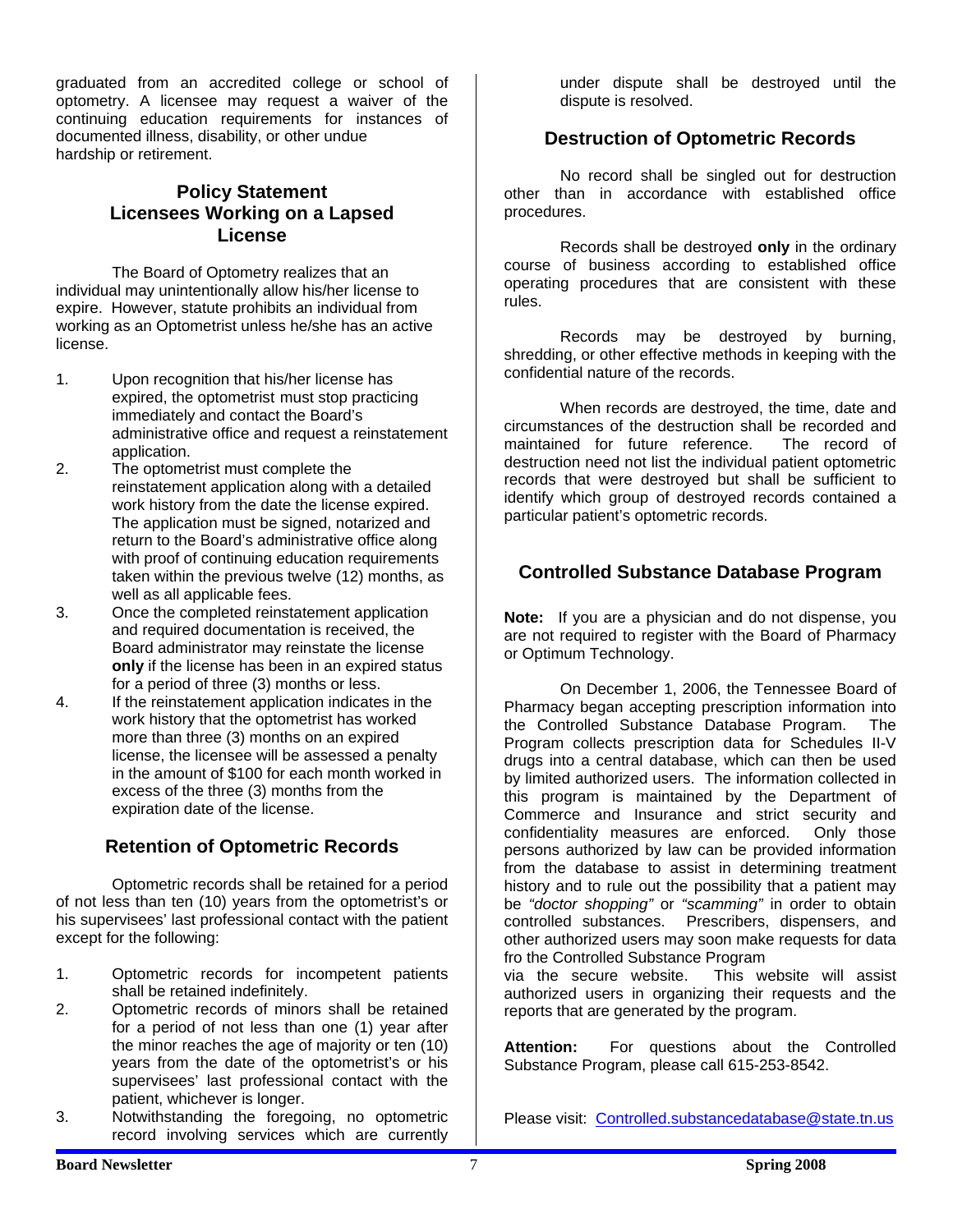graduated from an accredited college or school of optometry. A licensee may request a waiver of the continuing education requirements for instances of documented illness, disability, or other undue hardship or retirement.

## Policy Statement Licensees Working on a Lapsed License

The Board of Optometry realizes that an individual may unintentionally allow his/her license to expire. However, statute prohibits an individual from working as an Optometrist unless he/she has an active license.

1. Upon recognition that his/her license has expired, the optometrist must stop practicing immediately and contact the Board's administrative office and request a reinstatement application.
2. The optometrist must complete the reinstatement application along with a detailed work history from the date the license expired. The application must be signed, notarized and return to the Board's administrative office along with proof of continuing education requirements taken within the previous twelve (12) months, as well as all applicable fees.
3. Once the completed reinstatement application and required documentation is received, the Board administrator may reinstate the license **only** if the license has been in an expired status for a period of three (3) months or less.
4. If the reinstatement application indicates in the work history that the optometrist has worked more than three (3) months on an expired license, the licensee will be assessed a penalty in the amount of $100 for each month worked in excess of the three (3) months from the expiration date of the license.

## Retention of Optometric Records

Optometric records shall be retained for a period of not less than ten (10) years from the optometrist's or his supervisees' last professional contact with the patient except for the following:

1. Optometric records for incompetent patients shall be retained indefinitely.
2. Optometric records of minors shall be retained for a period of not less than one (1) year after the minor reaches the age of majority or ten (10) years from the date of the optometrist's or his supervisees' last professional contact with the patient, whichever is longer.
3. Notwithstanding the foregoing, no optometric record involving services which are currently under dispute shall be destroyed until the dispute is resolved.

## Destruction of Optometric Records

No record shall be singled out for destruction other than in accordance with established office procedures.

Records shall be destroyed **only** in the ordinary course of business according to established office operating procedures that are consistent with these rules.

Records may be destroyed by burning, shredding, or other effective methods in keeping with the confidential nature of the records.

When records are destroyed, the time, date and circumstances of the destruction shall be recorded and maintained for future reference. The record of destruction need not list the individual patient optometric records that were destroyed but shall be sufficient to identify which group of destroyed records contained a particular patient's optometric records.

## Controlled Substance Database Program

**Note:** If you are a physician and do not dispense, you are not required to register with the Board of Pharmacy or Optimum Technology.

On December 1, 2006, the Tennessee Board of Pharmacy began accepting prescription information into the Controlled Substance Database Program. The Program collects prescription data for Schedules II-V drugs into a central database, which can then be used by limited authorized users. The information collected in this program is maintained by the Department of Commerce and Insurance and strict security and confidentiality measures are enforced. Only those persons authorized by law can be provided information from the database to assist in determining treatment history and to rule out the possibility that a patient may be *"doctor shopping"* or *"scamming"* in order to obtain controlled substances. Prescribers, dispensers, and other authorized users may soon make requests for data fro the Controlled Substance Program via the secure website. This website will assist authorized users in organizing their requests and the reports that are generated by the program.

**Attention:** For questions about the Controlled Substance Program, please call 615-253-8542.

Please visit: Controlled.substancedatabase@state.tn.us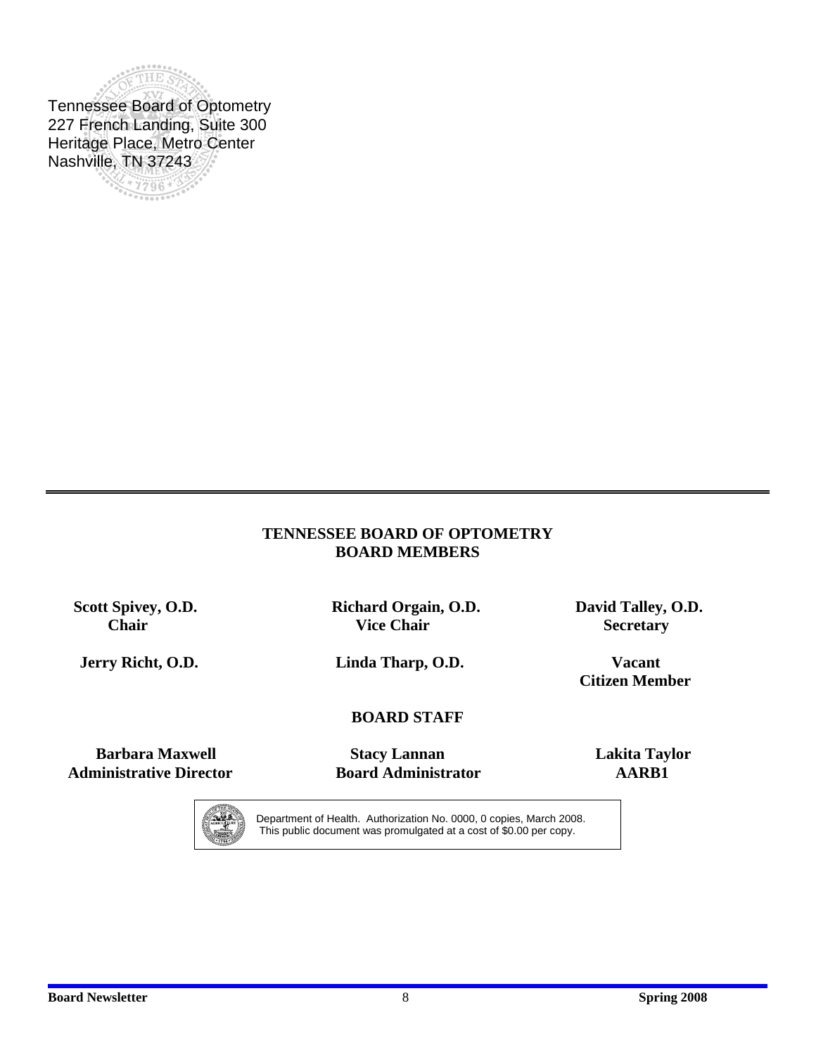Tennessee Board of Optometry
227 French Landing, Suite 300
Heritage Place, Metro Center
Nashville, TN 37243

---

## TENNESSEE BOARD OF OPTOMETRY BOARD MEMBERS

| | | |
|---|---|---|
| **Scott Spivey, O.D.**<br>**Chair** | **Richard Orgain, O.D.**<br>**Vice Chair** | **David Talley, O.D.**<br>**Secretary** |
| **Jerry Richt, O.D.** | **Linda Tharp, O.D.** | **Vacant**<br>**Citizen Member** |

## BOARD STAFF

| | | |
|---|---|---|
| **Barbara Maxwell**<br>**Administrative Director** | **Stacy Lannan**<br>**Board Administrator** | **Lakita Taylor**<br>**AARB1** |

Department of Health. Authorization No. 0000, 0 copies, March 2008. This public document was promulgated at a cost of $0.00 per copy.